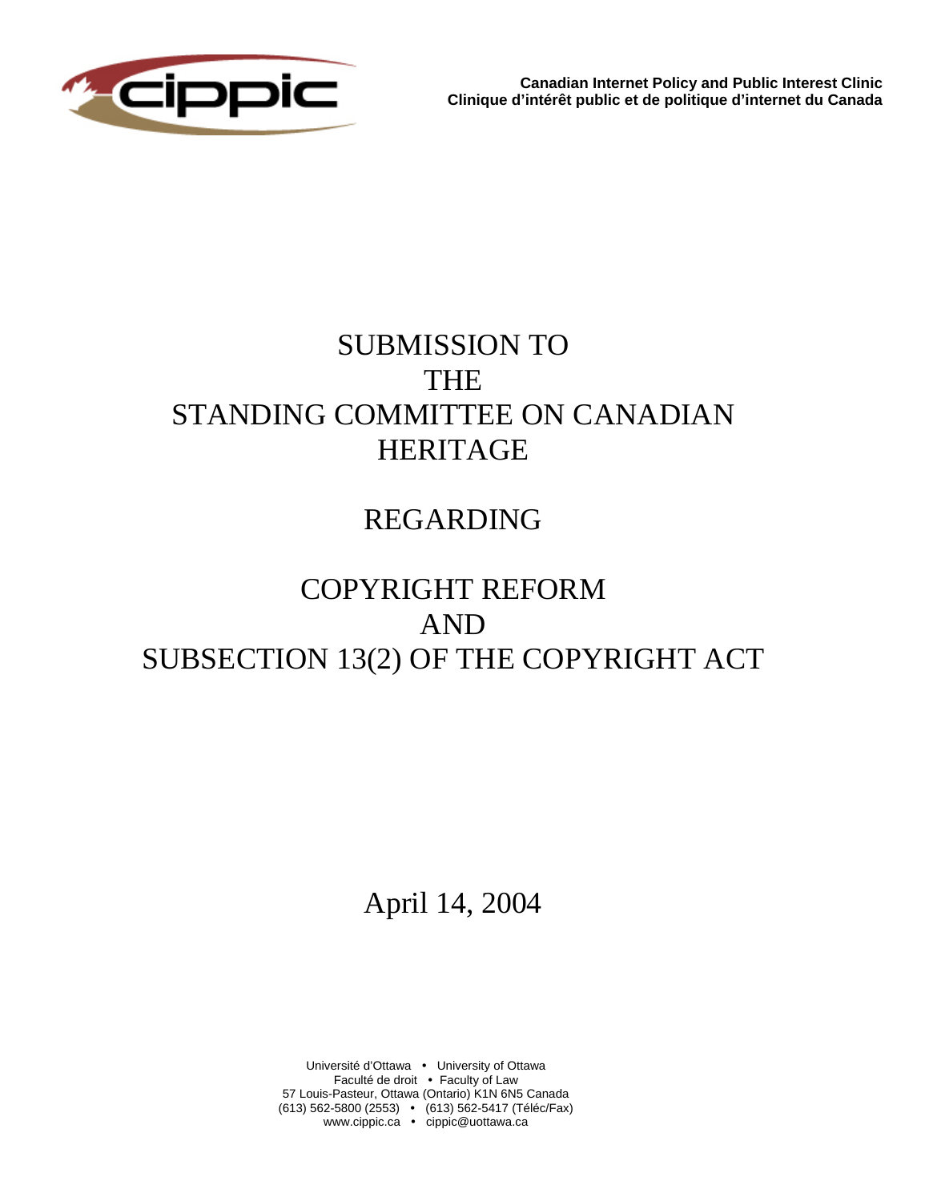**Canadian Internet Policy and Public Interest Clinic**
**Clinique d'intérêt public et de politique d'internet du Canada**

# SUBMISSION TO THE STANDING COMMITTEE ON CANADIAN HERITAGE

## REGARDING

## COPYRIGHT REFORM AND SUBSECTION 13(2) OF THE COPYRIGHT ACT

April 14, 2004

Université d'Ottawa • University of Ottawa
Faculté de droit • Faculty of Law
57 Louis-Pasteur, Ottawa (Ontario) K1N 6N5 Canada
(613) 562-5800 (2553) • (613) 562-5417 (Téléc/Fax)
www.cippic.ca • cippic@uottawa.ca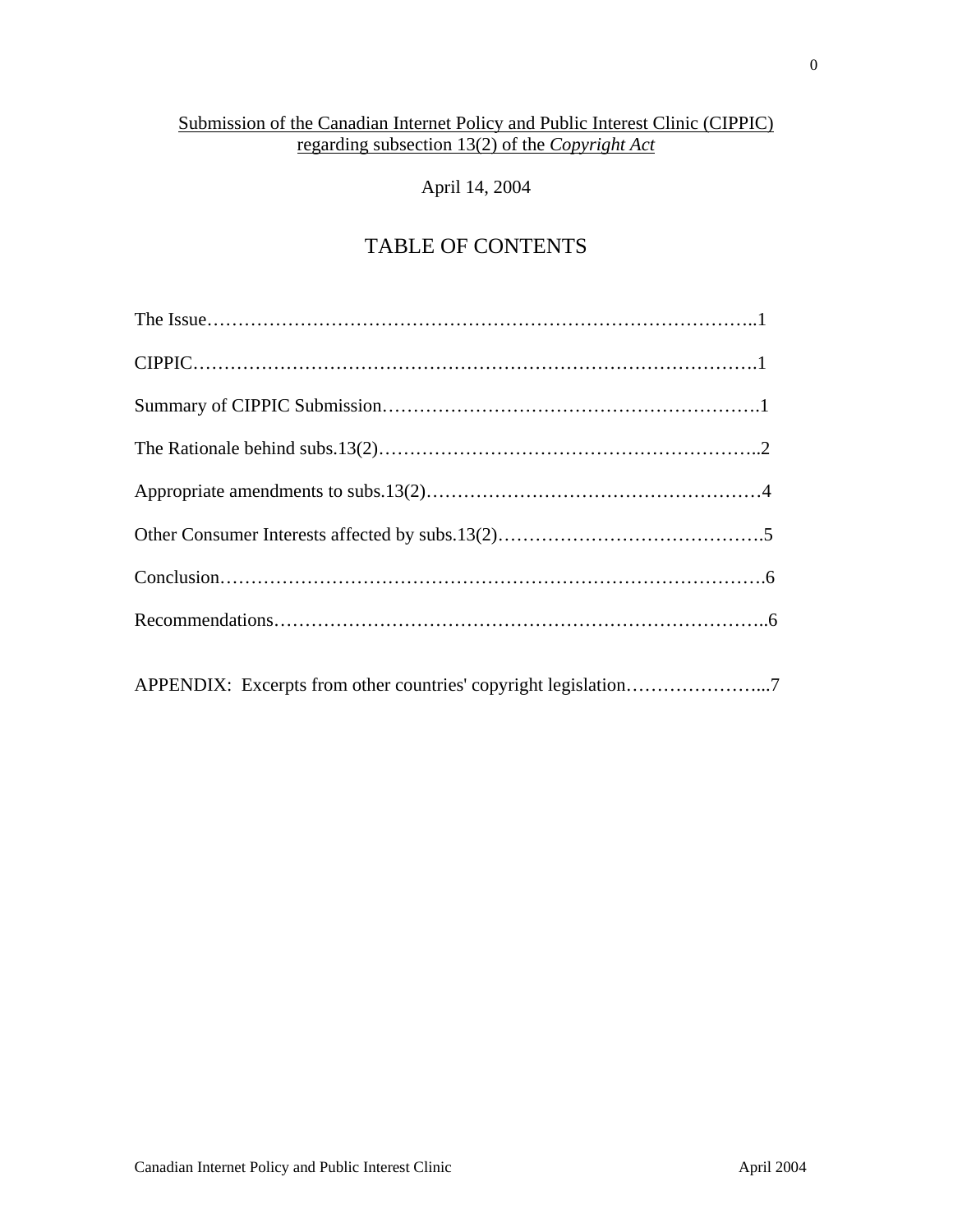<u>Submission of the Canadian Internet Policy and Public Interest Clinic (CIPPIC) regarding subsection 13(2) of the *Copyright Act*</u>

April 14, 2004

# TABLE OF CONTENTS

The Issue……………………………………………………………………………..1

CIPPIC……………………………………………………………………………….1

Summary of CIPPIC Submission…………………………………………………….1

The Rationale behind subs.13(2)……………………………………………………..2

Appropriate amendments to subs.13(2)………………………………………………4

Other Consumer Interests affected by subs.13(2)…………………………………….5

Conclusion…………………………………………………………………………….6

Recommendations……………………………………………………………………..6

APPENDIX: Excerpts from other countries' copyright legislation…………………...7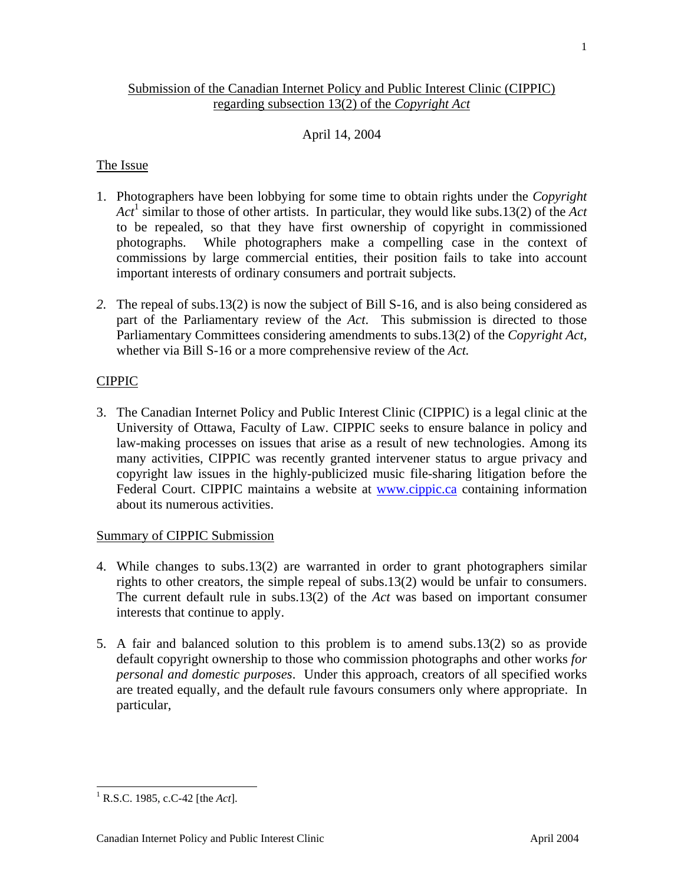Submission of the Canadian Internet Policy and Public Interest Clinic (CIPPIC) regarding subsection 13(2) of the *Copyright Act*

April 14, 2004

## The Issue

1. Photographers have been lobbying for some time to obtain rights under the *Copyright Act*[1] similar to those of other artists. In particular, they would like subs.13(2) of the *Act* to be repealed, so that they have first ownership of copyright in commissioned photographs. While photographers make a compelling case in the context of commissions by large commercial entities, their position fails to take into account important interests of ordinary consumers and portrait subjects.

2. The repeal of subs.13(2) is now the subject of Bill S-16, and is also being considered as part of the Parliamentary review of the *Act*. This submission is directed to those Parliamentary Committees considering amendments to subs.13(2) of the *Copyright Act*, whether via Bill S-16 or a more comprehensive review of the *Act.*

## CIPPIC

3. The Canadian Internet Policy and Public Interest Clinic (CIPPIC) is a legal clinic at the University of Ottawa, Faculty of Law. CIPPIC seeks to ensure balance in policy and law-making processes on issues that arise as a result of new technologies. Among its many activities, CIPPIC was recently granted intervener status to argue privacy and copyright law issues in the highly-publicized music file-sharing litigation before the Federal Court. CIPPIC maintains a website at www.cippic.ca containing information about its numerous activities.

## Summary of CIPPIC Submission

4. While changes to subs.13(2) are warranted in order to grant photographers similar rights to other creators, the simple repeal of subs.13(2) would be unfair to consumers. The current default rule in subs.13(2) of the *Act* was based on important consumer interests that continue to apply.

5. A fair and balanced solution to this problem is to amend subs.13(2) so as provide default copyright ownership to those who commission photographs and other works *for personal and domestic purposes*. Under this approach, creators of all specified works are treated equally, and the default rule favours consumers only where appropriate. In particular,

[1] R.S.C. 1985, c.C-42 [the *Act*].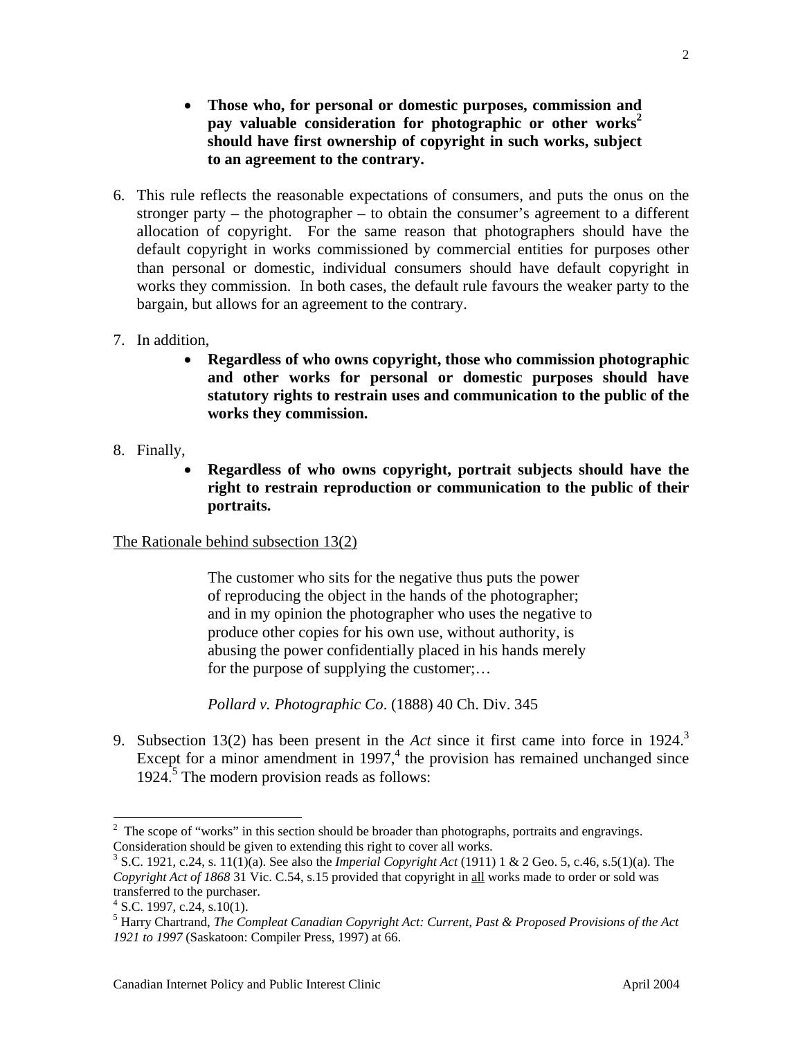- **Those who, for personal or domestic purposes, commission and pay valuable consideration for photographic or other works[2] should have first ownership of copyright in such works, subject to an agreement to the contrary.**

6. This rule reflects the reasonable expectations of consumers, and puts the onus on the stronger party – the photographer – to obtain the consumer's agreement to a different allocation of copyright. For the same reason that photographers should have the default copyright in works commissioned by commercial entities for purposes other than personal or domestic, individual consumers should have default copyright in works they commission. In both cases, the default rule favours the weaker party to the bargain, but allows for an agreement to the contrary.

7. In addition,
   - **Regardless of who owns copyright, those who commission photographic and other works for personal or domestic purposes should have statutory rights to restrain uses and communication to the public of the works they commission.**

8. Finally,
   - **Regardless of who owns copyright, portrait subjects should have the right to restrain reproduction or communication to the public of their portraits.**

<u>The Rationale behind subsection 13(2)</u>

> The customer who sits for the negative thus puts the power of reproducing the object in the hands of the photographer; and in my opinion the photographer who uses the negative to produce other copies for his own use, without authority, is abusing the power confidentially placed in his hands merely for the purpose of supplying the customer;…
>
> *Pollard v. Photographic Co*. (1888) 40 Ch. Div. 345

9. Subsection 13(2) has been present in the *Act* since it first came into force in 1924.[3] Except for a minor amendment in 1997,[4] the provision has remained unchanged since 1924.[5] The modern provision reads as follows:

---

[2] The scope of "works" in this section should be broader than photographs, portraits and engravings. Consideration should be given to extending this right to cover all works.

[3] S.C. 1921, c.24, s. 11(1)(a). See also the *Imperial Copyright Act* (1911) 1 & 2 Geo. 5, c.46, s.5(1)(a). The *Copyright Act of 1868* 31 Vic. C.54, s.15 provided that copyright in <u>all</u> works made to order or sold was transferred to the purchaser.

[4] S.C. 1997, c.24, s.10(1).

[5] Harry Chartrand, *The Compleat Canadian Copyright Act: Current, Past & Proposed Provisions of the Act 1921 to 1997* (Saskatoon: Compiler Press, 1997) at 66.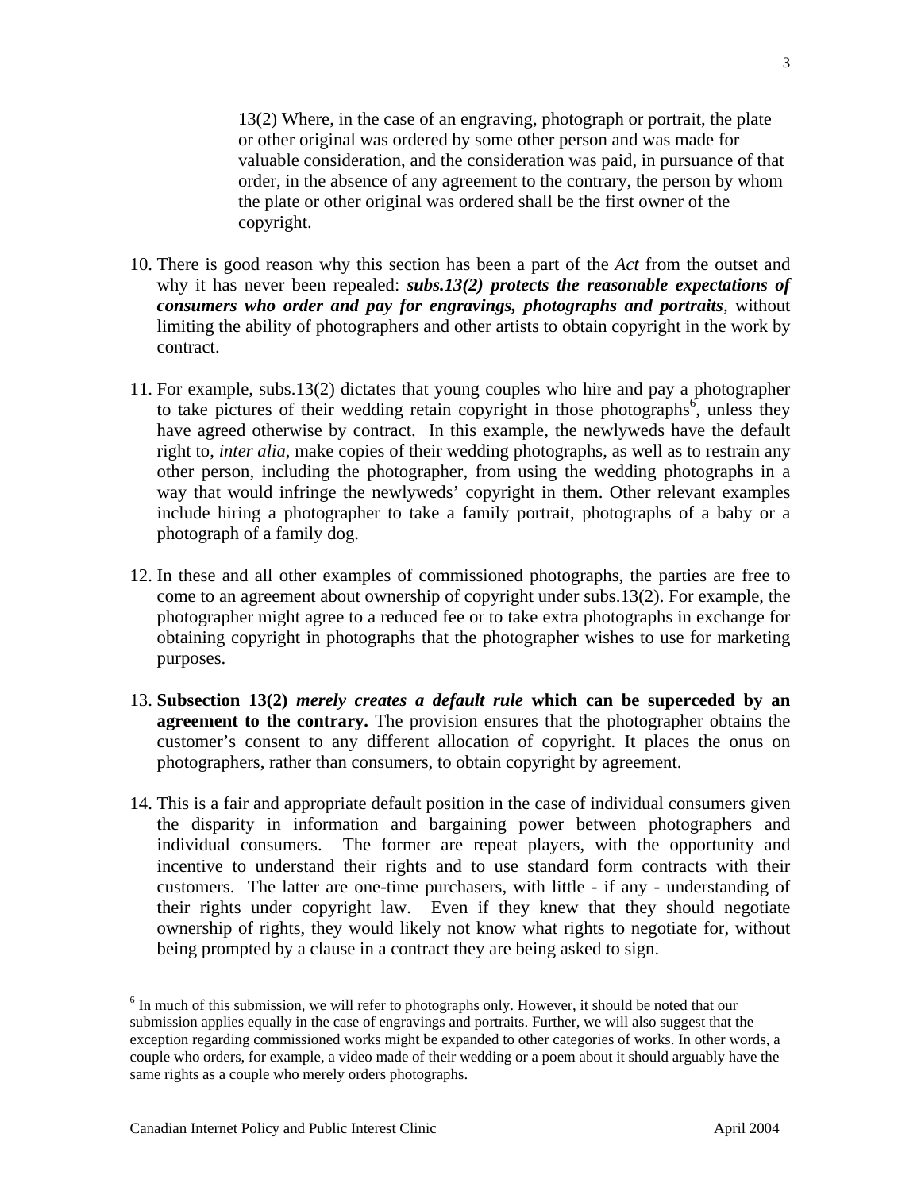> 13(2) Where, in the case of an engraving, photograph or portrait, the plate or other original was ordered by some other person and was made for valuable consideration, and the consideration was paid, in pursuance of that order, in the absence of any agreement to the contrary, the person by whom the plate or other original was ordered shall be the first owner of the copyright.

10. There is good reason why this section has been a part of the *Act* from the outset and why it has never been repealed: ***subs.13(2) protects the reasonable expectations of consumers who order and pay for engravings, photographs and portraits***, without limiting the ability of photographers and other artists to obtain copyright in the work by contract.

11. For example, subs.13(2) dictates that young couples who hire and pay a photographer to take pictures of their wedding retain copyright in those photographs[6], unless they have agreed otherwise by contract. In this example, the newlyweds have the default right to, *inter alia*, make copies of their wedding photographs, as well as to restrain any other person, including the photographer, from using the wedding photographs in a way that would infringe the newlyweds' copyright in them. Other relevant examples include hiring a photographer to take a family portrait, photographs of a baby or a photograph of a family dog.

12. In these and all other examples of commissioned photographs, the parties are free to come to an agreement about ownership of copyright under subs.13(2). For example, the photographer might agree to a reduced fee or to take extra photographs in exchange for obtaining copyright in photographs that the photographer wishes to use for marketing purposes.

13. **Subsection 13(2) *merely creates a default rule* which can be superceded by an agreement to the contrary.** The provision ensures that the photographer obtains the customer's consent to any different allocation of copyright. It places the onus on photographers, rather than consumers, to obtain copyright by agreement.

14. This is a fair and appropriate default position in the case of individual consumers given the disparity in information and bargaining power between photographers and individual consumers. The former are repeat players, with the opportunity and incentive to understand their rights and to use standard form contracts with their customers. The latter are one-time purchasers, with little - if any - understanding of their rights under copyright law. Even if they knew that they should negotiate ownership of rights, they would likely not know what rights to negotiate for, without being prompted by a clause in a contract they are being asked to sign.

---

[6] In much of this submission, we will refer to photographs only. However, it should be noted that our submission applies equally in the case of engravings and portraits. Further, we will also suggest that the exception regarding commissioned works might be expanded to other categories of works. In other words, a couple who orders, for example, a video made of their wedding or a poem about it should arguably have the same rights as a couple who merely orders photographs.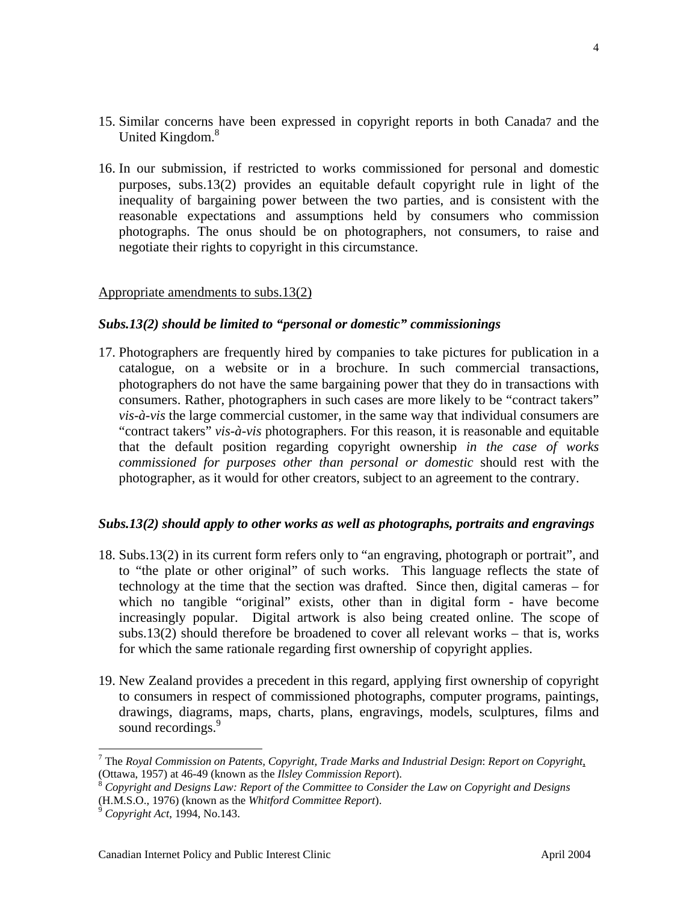15. Similar concerns have been expressed in copyright reports in both Canada[7] and the United Kingdom.[8]

16. In our submission, if restricted to works commissioned for personal and domestic purposes, subs.13(2) provides an equitable default copyright rule in light of the inequality of bargaining power between the two parties, and is consistent with the reasonable expectations and assumptions held by consumers who commission photographs. The onus should be on photographers, not consumers, to raise and negotiate their rights to copyright in this circumstance.

<u>Appropriate amendments to subs.13(2)</u>

***Subs.13(2) should be limited to "personal or domestic" commissionings***

17. Photographers are frequently hired by companies to take pictures for publication in a catalogue, on a website or in a brochure. In such commercial transactions, photographers do not have the same bargaining power that they do in transactions with consumers. Rather, photographers in such cases are more likely to be "contract takers" *vis-à-vis* the large commercial customer, in the same way that individual consumers are "contract takers" *vis-à-vis* photographers. For this reason, it is reasonable and equitable that the default position regarding copyright ownership *in the case of works commissioned for purposes other than personal or domestic* should rest with the photographer, as it would for other creators, subject to an agreement to the contrary.

***Subs.13(2) should apply to other works as well as photographs, portraits and engravings***

18. Subs.13(2) in its current form refers only to "an engraving, photograph or portrait", and to "the plate or other original" of such works. This language reflects the state of technology at the time that the section was drafted. Since then, digital cameras – for which no tangible "original" exists, other than in digital form - have become increasingly popular. Digital artwork is also being created online. The scope of subs.13(2) should therefore be broadened to cover all relevant works – that is, works for which the same rationale regarding first ownership of copyright applies.

19. New Zealand provides a precedent in this regard, applying first ownership of copyright to consumers in respect of commissioned photographs, computer programs, paintings, drawings, diagrams, maps, charts, plans, engravings, models, sculptures, films and sound recordings.[9]

---

[7] The *Royal Commission on Patents, Copyright, Trade Marks and Industrial Design*: *Report on Copyright*, (Ottawa, 1957) at 46-49 (known as the *Ilsley Commission Report*).

[8] *Copyright and Designs Law: Report of the Committee to Consider the Law on Copyright and Designs* (H.M.S.O., 1976) (known as the *Whitford Committee Report*).

[9] *Copyright Act*, 1994, No.143.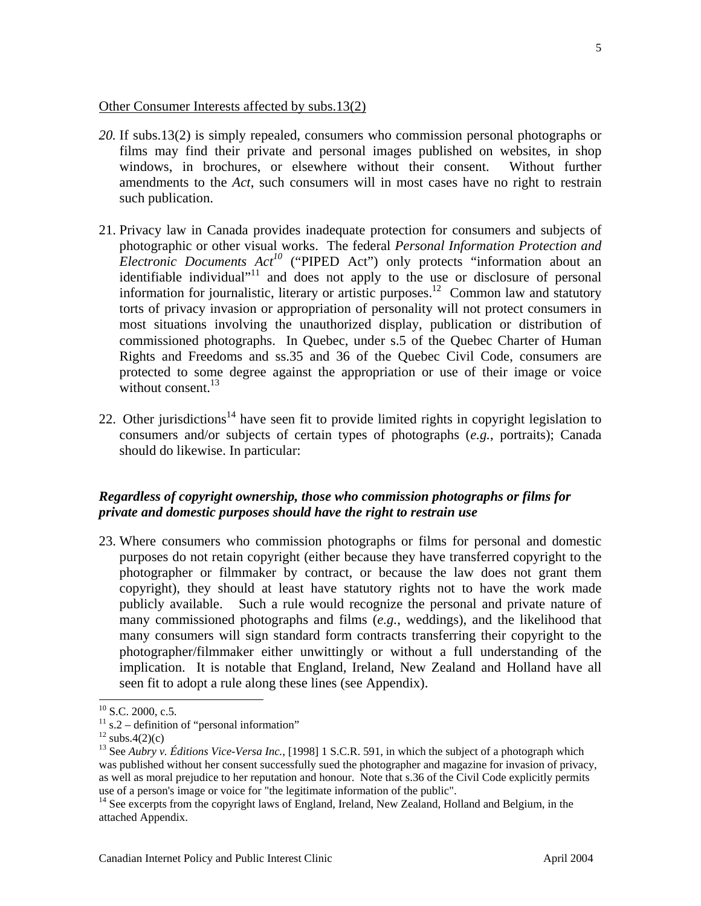<u>Other Consumer Interests affected by subs.13(2)</u>

*20.* If subs.13(2) is simply repealed, consumers who commission personal photographs or films may find their private and personal images published on websites, in shop windows, in brochures, or elsewhere without their consent. Without further amendments to the *Act*, such consumers will in most cases have no right to restrain such publication.

21. Privacy law in Canada provides inadequate protection for consumers and subjects of photographic or other visual works. The federal *Personal Information Protection and Electronic Documents Act*[10] ("PIPED Act") only protects "information about an identifiable individual"[11] and does not apply to the use or disclosure of personal information for journalistic, literary or artistic purposes.[12] Common law and statutory torts of privacy invasion or appropriation of personality will not protect consumers in most situations involving the unauthorized display, publication or distribution of commissioned photographs. In Quebec, under s.5 of the Quebec Charter of Human Rights and Freedoms and ss.35 and 36 of the Quebec Civil Code, consumers are protected to some degree against the appropriation or use of their image or voice without consent.[13]

22. Other jurisdictions[14] have seen fit to provide limited rights in copyright legislation to consumers and/or subjects of certain types of photographs (*e.g.*, portraits); Canada should do likewise. In particular:

***Regardless of copyright ownership, those who commission photographs or films for private and domestic purposes should have the right to restrain use***

23. Where consumers who commission photographs or films for personal and domestic purposes do not retain copyright (either because they have transferred copyright to the photographer or filmmaker by contract, or because the law does not grant them copyright), they should at least have statutory rights not to have the work made publicly available. Such a rule would recognize the personal and private nature of many commissioned photographs and films (*e.g.*, weddings), and the likelihood that many consumers will sign standard form contracts transferring their copyright to the photographer/filmmaker either unwittingly or without a full understanding of the implication. It is notable that England, Ireland, New Zealand and Holland have all seen fit to adopt a rule along these lines (see Appendix).

---

[10] S.C. 2000, c.5.

[11] s.2 – definition of "personal information"

[12] subs.4(2)(c)

[13] See *Aubry v. Éditions Vice-Versa Inc.*, [1998] 1 S.C.R. 591, in which the subject of a photograph which was published without her consent successfully sued the photographer and magazine for invasion of privacy, as well as moral prejudice to her reputation and honour. Note that s.36 of the Civil Code explicitly permits use of a person's image or voice for "the legitimate information of the public".

[14] See excerpts from the copyright laws of England, Ireland, New Zealand, Holland and Belgium, in the attached Appendix.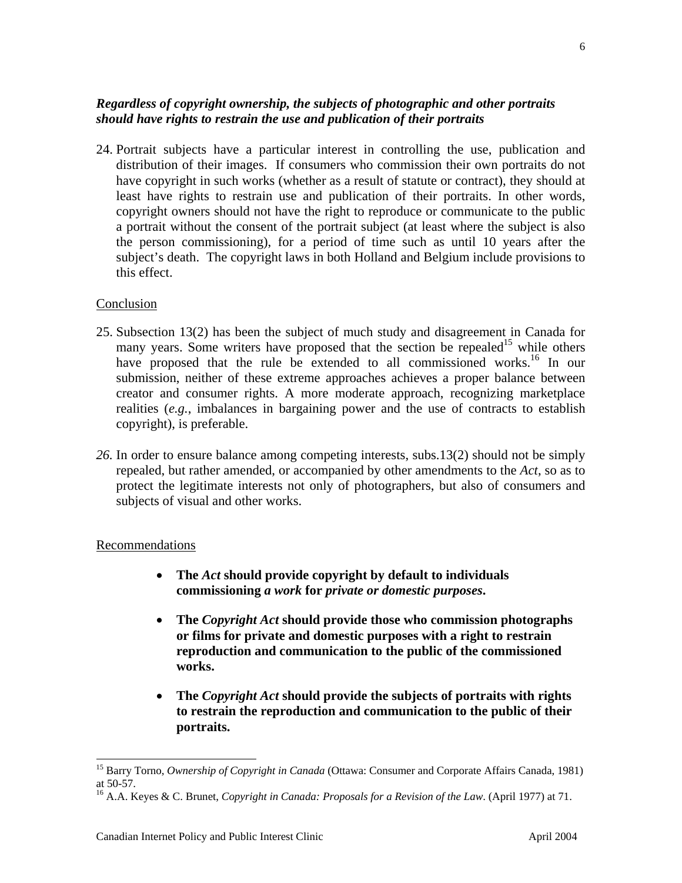***Regardless of copyright ownership, the subjects of photographic and other portraits should have rights to restrain the use and publication of their portraits***

24. Portrait subjects have a particular interest in controlling the use, publication and distribution of their images. If consumers who commission their own portraits do not have copyright in such works (whether as a result of statute or contract), they should at least have rights to restrain use and publication of their portraits. In other words, copyright owners should not have the right to reproduce or communicate to the public a portrait without the consent of the portrait subject (at least where the subject is also the person commissioning), for a period of time such as until 10 years after the subject's death. The copyright laws in both Holland and Belgium include provisions to this effect.

Conclusion

25. Subsection 13(2) has been the subject of much study and disagreement in Canada for many years. Some writers have proposed that the section be repealed[15] while others have proposed that the rule be extended to all commissioned works.[16] In our submission, neither of these extreme approaches achieves a proper balance between creator and consumer rights. A more moderate approach, recognizing marketplace realities (*e.g.*, imbalances in bargaining power and the use of contracts to establish copyright), is preferable.

*26.* In order to ensure balance among competing interests, subs.13(2) should not be simply repealed, but rather amended, or accompanied by other amendments to the *Act*, so as to protect the legitimate interests not only of photographers, but also of consumers and subjects of visual and other works.

Recommendations

- **The *Act* should provide copyright by default to individuals commissioning *a work* for *private or domestic purposes*.**
- **The *Copyright Act* should provide those who commission photographs or films for private and domestic purposes with a right to restrain reproduction and communication to the public of the commissioned works.**
- **The *Copyright Act* should provide the subjects of portraits with rights to restrain the reproduction and communication to the public of their portraits.**

---

[15] Barry Torno, *Ownership of Copyright in Canada* (Ottawa: Consumer and Corporate Affairs Canada, 1981) at 50-57.

[16] A.A. Keyes & C. Brunet, *Copyright in Canada: Proposals for a Revision of the Law*. (April 1977) at 71.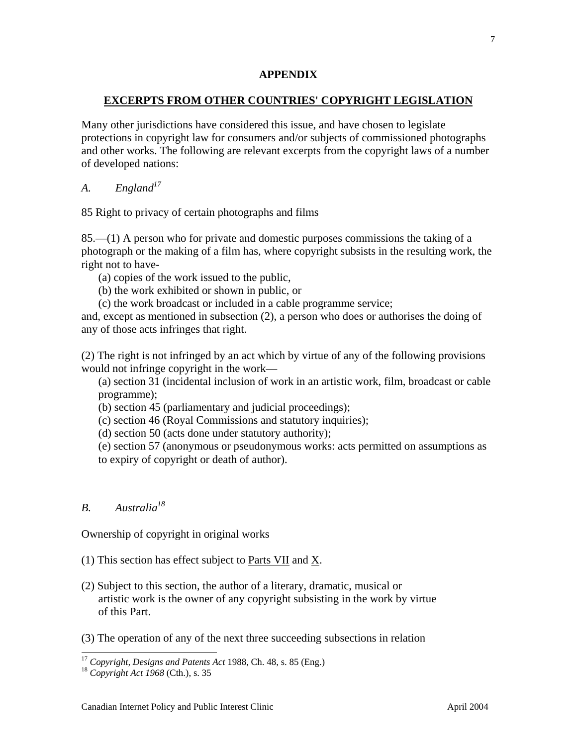## APPENDIX

## EXCERPTS FROM OTHER COUNTRIES' COPYRIGHT LEGISLATION

Many other jurisdictions have considered this issue, and have chosen to legislate protections in copyright law for consumers and/or subjects of commissioned photographs and other works. The following are relevant excerpts from the copyright laws of a number of developed nations:

### *A. England*[17]

85 Right to privacy of certain photographs and films

85.—(1) A person who for private and domestic purposes commissions the taking of a photograph or the making of a film has, where copyright subsists in the resulting work, the right not to have-

(a) copies of the work issued to the public,
(b) the work exhibited or shown in public, or
(c) the work broadcast or included in a cable programme service;

and, except as mentioned in subsection (2), a person who does or authorises the doing of any of those acts infringes that right.

(2) The right is not infringed by an act which by virtue of any of the following provisions would not infringe copyright in the work—

(a) section 31 (incidental inclusion of work in an artistic work, film, broadcast or cable programme);
(b) section 45 (parliamentary and judicial proceedings);
(c) section 46 (Royal Commissions and statutory inquiries);
(d) section 50 (acts done under statutory authority);
(e) section 57 (anonymous or pseudonymous works: acts permitted on assumptions as to expiry of copyright or death of author).

### *B. Australia*[18]

Ownership of copyright in original works

(1) This section has effect subject to Parts VII and X.

(2) Subject to this section, the author of a literary, dramatic, musical or artistic work is the owner of any copyright subsisting in the work by virtue of this Part.

(3) The operation of any of the next three succeeding subsections in relation

[17] *Copyright, Designs and Patents Act* 1988, Ch. 48, s. 85 (Eng.)
[18] *Copyright Act 1968* (Cth.), s. 35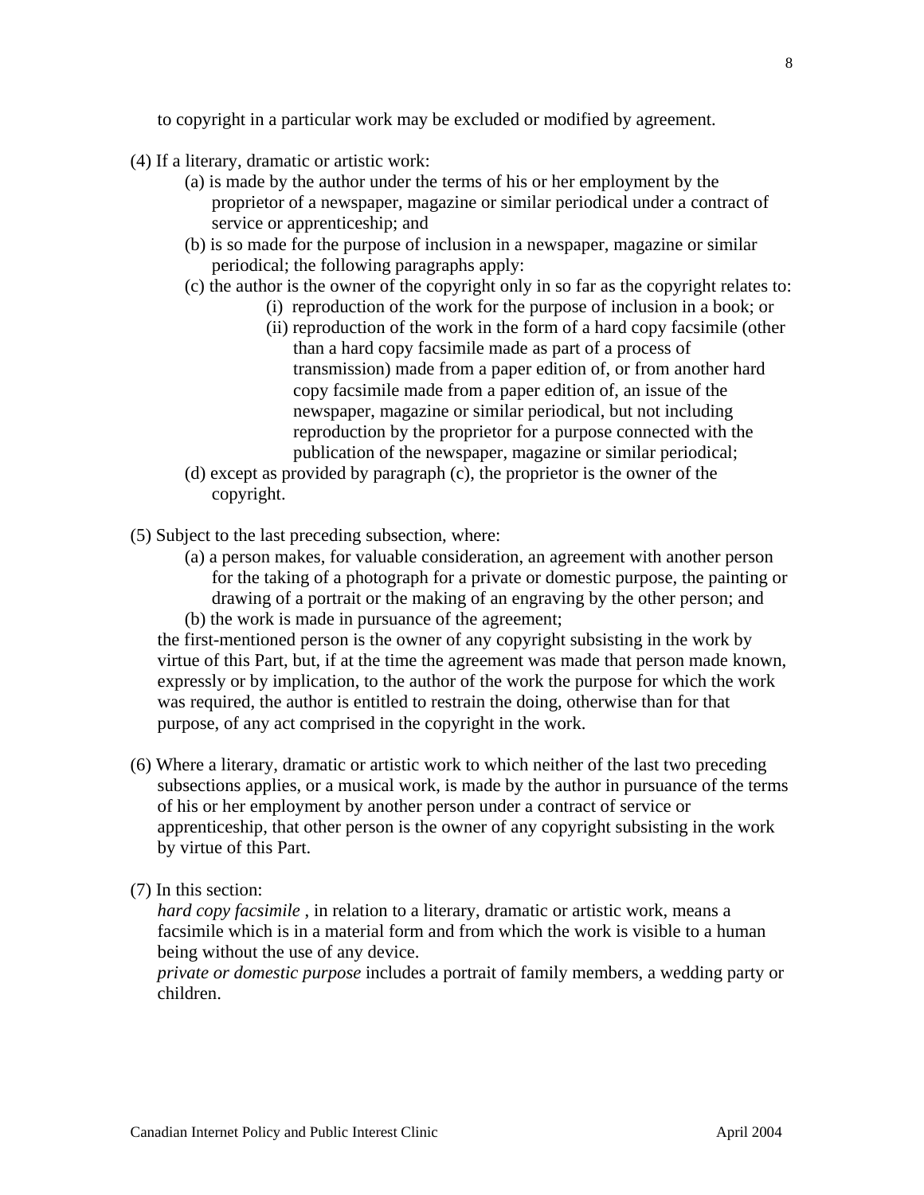to copyright in a particular work may be excluded or modified by agreement.

(4) If a literary, dramatic or artistic work:

- (a) is made by the author under the terms of his or her employment by the proprietor of a newspaper, magazine or similar periodical under a contract of service or apprenticeship; and
- (b) is so made for the purpose of inclusion in a newspaper, magazine or similar periodical; the following paragraphs apply:
- (c) the author is the owner of the copyright only in so far as the copyright relates to:
  - (i) reproduction of the work for the purpose of inclusion in a book; or
  - (ii) reproduction of the work in the form of a hard copy facsimile (other than a hard copy facsimile made as part of a process of transmission) made from a paper edition of, or from another hard copy facsimile made from a paper edition of, an issue of the newspaper, magazine or similar periodical, but not including reproduction by the proprietor for a purpose connected with the publication of the newspaper, magazine or similar periodical;
- (d) except as provided by paragraph (c), the proprietor is the owner of the copyright.

(5) Subject to the last preceding subsection, where:

- (a) a person makes, for valuable consideration, an agreement with another person for the taking of a photograph for a private or domestic purpose, the painting or drawing of a portrait or the making of an engraving by the other person; and
- (b) the work is made in pursuance of the agreement;

the first-mentioned person is the owner of any copyright subsisting in the work by virtue of this Part, but, if at the time the agreement was made that person made known, expressly or by implication, to the author of the work the purpose for which the work was required, the author is entitled to restrain the doing, otherwise than for that purpose, of any act comprised in the copyright in the work.

(6) Where a literary, dramatic or artistic work to which neither of the last two preceding subsections applies, or a musical work, is made by the author in pursuance of the terms of his or her employment by another person under a contract of service or apprenticeship, that other person is the owner of any copyright subsisting in the work by virtue of this Part.

(7) In this section:

*hard copy facsimile* , in relation to a literary, dramatic or artistic work, means a facsimile which is in a material form and from which the work is visible to a human being without the use of any device.

*private or domestic purpose* includes a portrait of family members, a wedding party or children.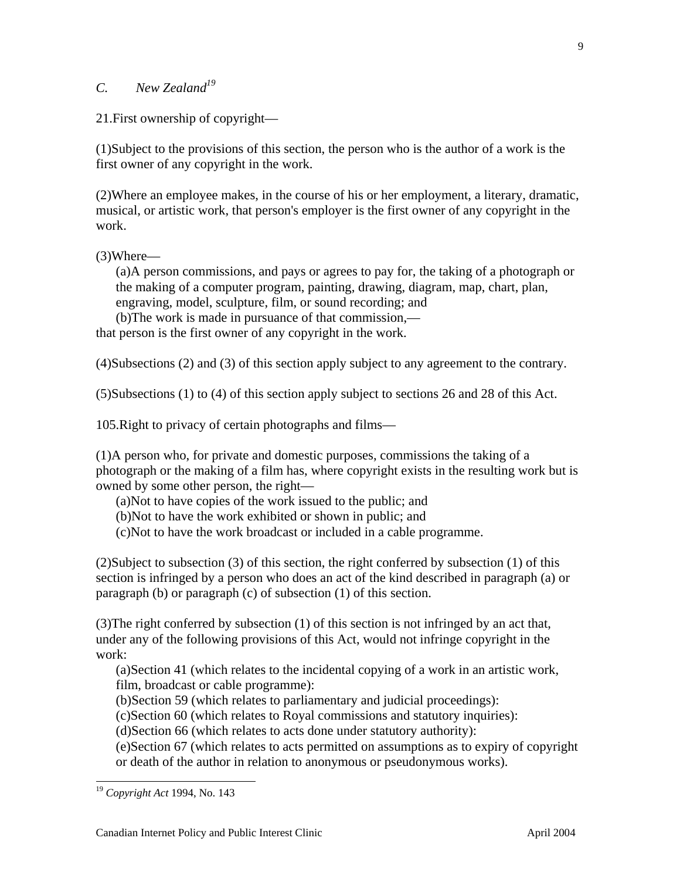### *C. New Zealand*[19]

21.First ownership of copyright—

(1)Subject to the provisions of this section, the person who is the author of a work is the first owner of any copyright in the work.

(2)Where an employee makes, in the course of his or her employment, a literary, dramatic, musical, or artistic work, that person's employer is the first owner of any copyright in the work.

(3)Where—

(a)A person commissions, and pays or agrees to pay for, the taking of a photograph or the making of a computer program, painting, drawing, diagram, map, chart, plan, engraving, model, sculpture, film, or sound recording; and

(b)The work is made in pursuance of that commission,—

that person is the first owner of any copyright in the work.

(4)Subsections (2) and (3) of this section apply subject to any agreement to the contrary.

(5)Subsections (1) to (4) of this section apply subject to sections 26 and 28 of this Act.

105.Right to privacy of certain photographs and films—

(1)A person who, for private and domestic purposes, commissions the taking of a photograph or the making of a film has, where copyright exists in the resulting work but is owned by some other person, the right—

(a)Not to have copies of the work issued to the public; and

(b)Not to have the work exhibited or shown in public; and

(c)Not to have the work broadcast or included in a cable programme.

(2)Subject to subsection (3) of this section, the right conferred by subsection (1) of this section is infringed by a person who does an act of the kind described in paragraph (a) or paragraph (b) or paragraph (c) of subsection (1) of this section.

(3)The right conferred by subsection (1) of this section is not infringed by an act that, under any of the following provisions of this Act, would not infringe copyright in the work:

(a)Section 41 (which relates to the incidental copying of a work in an artistic work, film, broadcast or cable programme):

(b)Section 59 (which relates to parliamentary and judicial proceedings):

(c)Section 60 (which relates to Royal commissions and statutory inquiries):

(d)Section 66 (which relates to acts done under statutory authority):

(e)Section 67 (which relates to acts permitted on assumptions as to expiry of copyright or death of the author in relation to anonymous or pseudonymous works).

---

[19] *Copyright Act* 1994, No. 143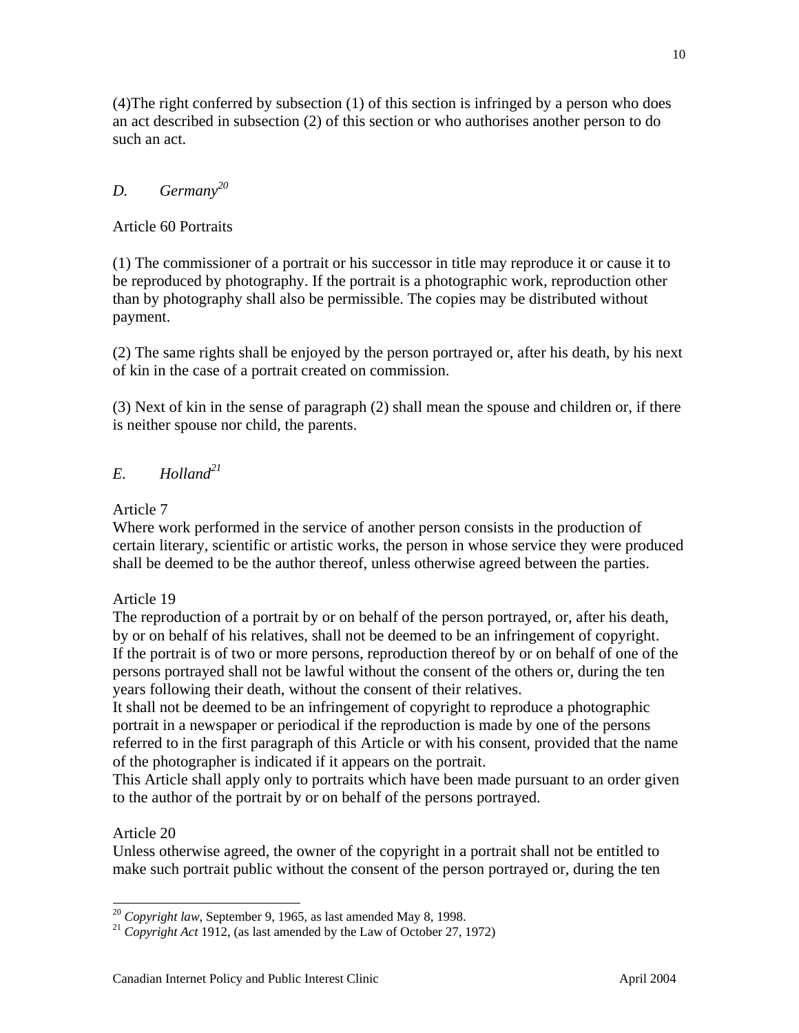(4)The right conferred by subsection (1) of this section is infringed by a person who does an act described in subsection (2) of this section or who authorises another person to do such an act.

### *D. Germany*[20]

Article 60 Portraits

(1) The commissioner of a portrait or his successor in title may reproduce it or cause it to be reproduced by photography. If the portrait is a photographic work, reproduction other than by photography shall also be permissible. The copies may be distributed without payment.

(2) The same rights shall be enjoyed by the person portrayed or, after his death, by his next of kin in the case of a portrait created on commission.

(3) Next of kin in the sense of paragraph (2) shall mean the spouse and children or, if there is neither spouse nor child, the parents.

### *E. Holland*[21]

Article 7
Where work performed in the service of another person consists in the production of certain literary, scientific or artistic works, the person in whose service they were produced shall be deemed to be the author thereof, unless otherwise agreed between the parties.

Article 19
The reproduction of a portrait by or on behalf of the person portrayed, or, after his death, by or on behalf of his relatives, shall not be deemed to be an infringement of copyright.
If the portrait is of two or more persons, reproduction thereof by or on behalf of one of the persons portrayed shall not be lawful without the consent of the others or, during the ten years following their death, without the consent of their relatives.
It shall not be deemed to be an infringement of copyright to reproduce a photographic portrait in a newspaper or periodical if the reproduction is made by one of the persons referred to in the first paragraph of this Article or with his consent, provided that the name of the photographer is indicated if it appears on the portrait.
This Article shall apply only to portraits which have been made pursuant to an order given to the author of the portrait by or on behalf of the persons portrayed.

Article 20
Unless otherwise agreed, the owner of the copyright in a portrait shall not be entitled to make such portrait public without the consent of the person portrayed or, during the ten

---

[20] *Copyright law*, September 9, 1965, as last amended May 8, 1998.

[21] *Copyright Act* 1912, (as last amended by the Law of October 27, 1972)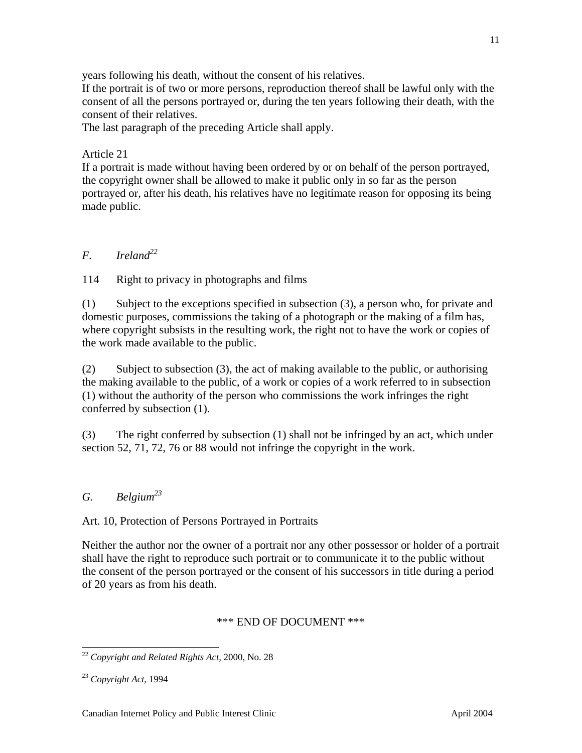years following his death, without the consent of his relatives.
If the portrait is of two or more persons, reproduction thereof shall be lawful only with the consent of all the persons portrayed or, during the ten years following their death, with the consent of their relatives.
The last paragraph of the preceding Article shall apply.

Article 21
If a portrait is made without having been ordered by or on behalf of the person portrayed, the copyright owner shall be allowed to make it public only in so far as the person portrayed or, after his death, his relatives have no legitimate reason for opposing its being made public.

### *F. Ireland*[22]

114 Right to privacy in photographs and films

(1) Subject to the exceptions specified in subsection (3), a person who, for private and domestic purposes, commissions the taking of a photograph or the making of a film has, where copyright subsists in the resulting work, the right not to have the work or copies of the work made available to the public.

(2) Subject to subsection (3), the act of making available to the public, or authorising the making available to the public, of a work or copies of a work referred to in subsection (1) without the authority of the person who commissions the work infringes the right conferred by subsection (1).

(3) The right conferred by subsection (1) shall not be infringed by an act, which under section 52, 71, 72, 76 or 88 would not infringe the copyright in the work.

### *G. Belgium*[23]

Art. 10, Protection of Persons Portrayed in Portraits

Neither the author nor the owner of a portrait nor any other possessor or holder of a portrait shall have the right to reproduce such portrait or to communicate it to the public without the consent of the person portrayed or the consent of his successors in title during a period of 20 years as from his death.

\*\*\* END OF DOCUMENT \*\*\*

---

[22] *Copyright and Related Rights Act*, 2000, No. 28

[23] *Copyright Act*, 1994